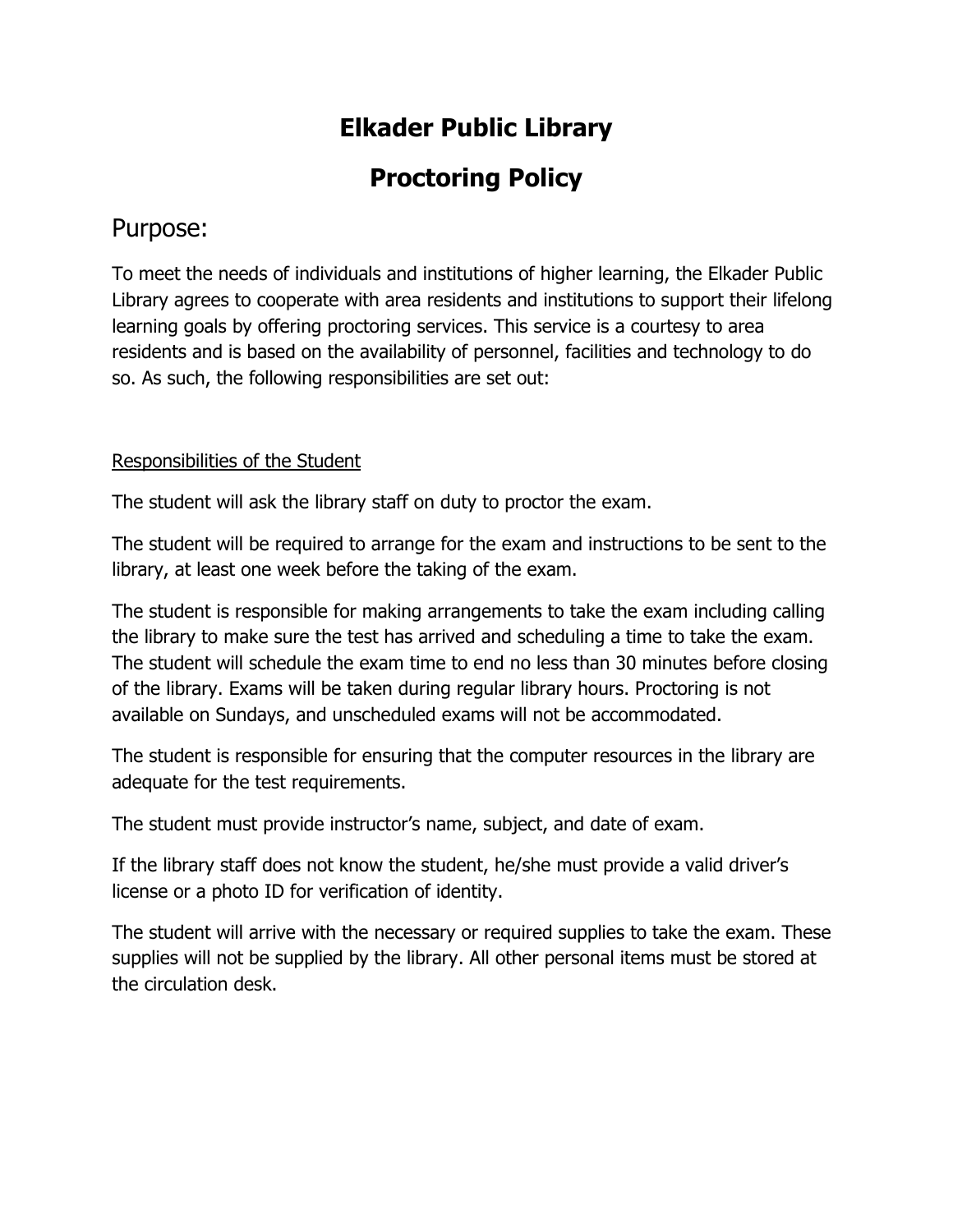# Elkader Public Library

# Proctoring Policy

## Purpose:

To meet the needs of individuals and institutions of higher learning, the Elkader Public Library agrees to cooperate with area residents and institutions to support their lifelong learning goals by offering proctoring services. This service is a courtesy to area residents and is based on the availability of personnel, facilities and technology to do so. As such, the following responsibilities are set out:

<u>Responsibilities of the Student</u>

The student will ask the library staff on duty to proctor the exam.

The student will be required to arrange for the exam and instructions to be sent to the library, at least one week before the taking of the exam.

The student is responsible for making arrangements to take the exam including calling the library to make sure the test has arrived and scheduling a time to take the exam. The student will schedule the exam time to end no less than 30 minutes before closing of the library. Exams will be taken during regular library hours. Proctoring is not available on Sundays, and unscheduled exams will not be accommodated.

The student is responsible for ensuring that the computer resources in the library are adequate for the test requirements.

The student must provide instructor's name, subject, and date of exam.

If the library staff does not know the student, he/she must provide a valid driver's license or a photo ID for verification of identity.

The student will arrive with the necessary or required supplies to take the exam. These supplies will not be supplied by the library. All other personal items must be stored at the circulation desk.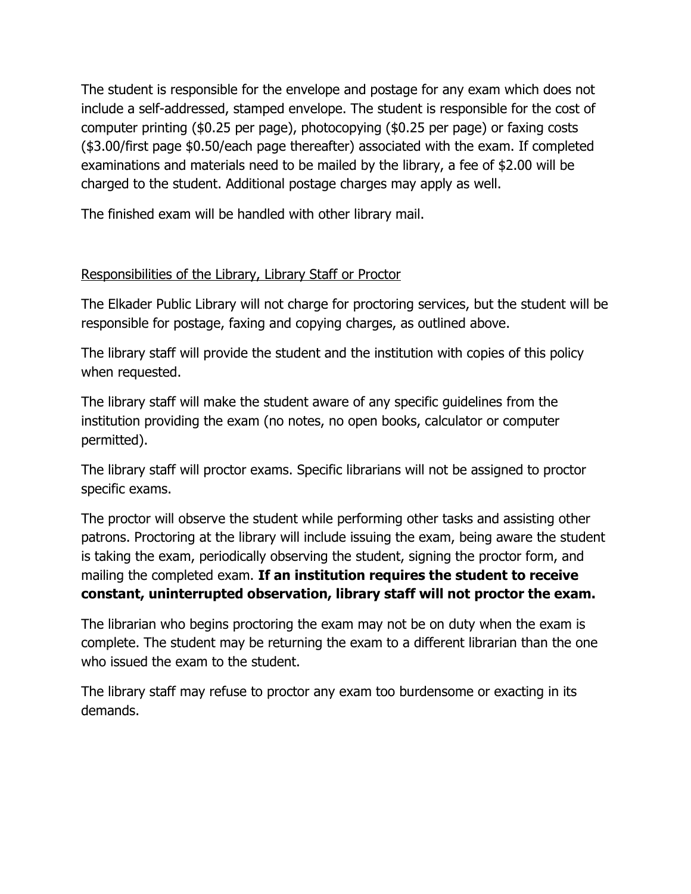The student is responsible for the envelope and postage for any exam which does not include a self-addressed, stamped envelope. The student is responsible for the cost of computer printing ($0.25 per page), photocopying ($0.25 per page) or faxing costs ($3.00/first page $0.50/each page thereafter) associated with the exam. If completed examinations and materials need to be mailed by the library, a fee of $2.00 will be charged to the student. Additional postage charges may apply as well.

The finished exam will be handled with other library mail.

<u>Responsibilities of the Library, Library Staff or Proctor</u>

The Elkader Public Library will not charge for proctoring services, but the student will be responsible for postage, faxing and copying charges, as outlined above.

The library staff will provide the student and the institution with copies of this policy when requested.

The library staff will make the student aware of any specific guidelines from the institution providing the exam (no notes, no open books, calculator or computer permitted).

The library staff will proctor exams. Specific librarians will not be assigned to proctor specific exams.

The proctor will observe the student while performing other tasks and assisting other patrons. Proctoring at the library will include issuing the exam, being aware the student is taking the exam, periodically observing the student, signing the proctor form, and mailing the completed exam. **If an institution requires the student to receive constant, uninterrupted observation, library staff will not proctor the exam.**

The librarian who begins proctoring the exam may not be on duty when the exam is complete. The student may be returning the exam to a different librarian than the one who issued the exam to the student.

The library staff may refuse to proctor any exam too burdensome or exacting in its demands.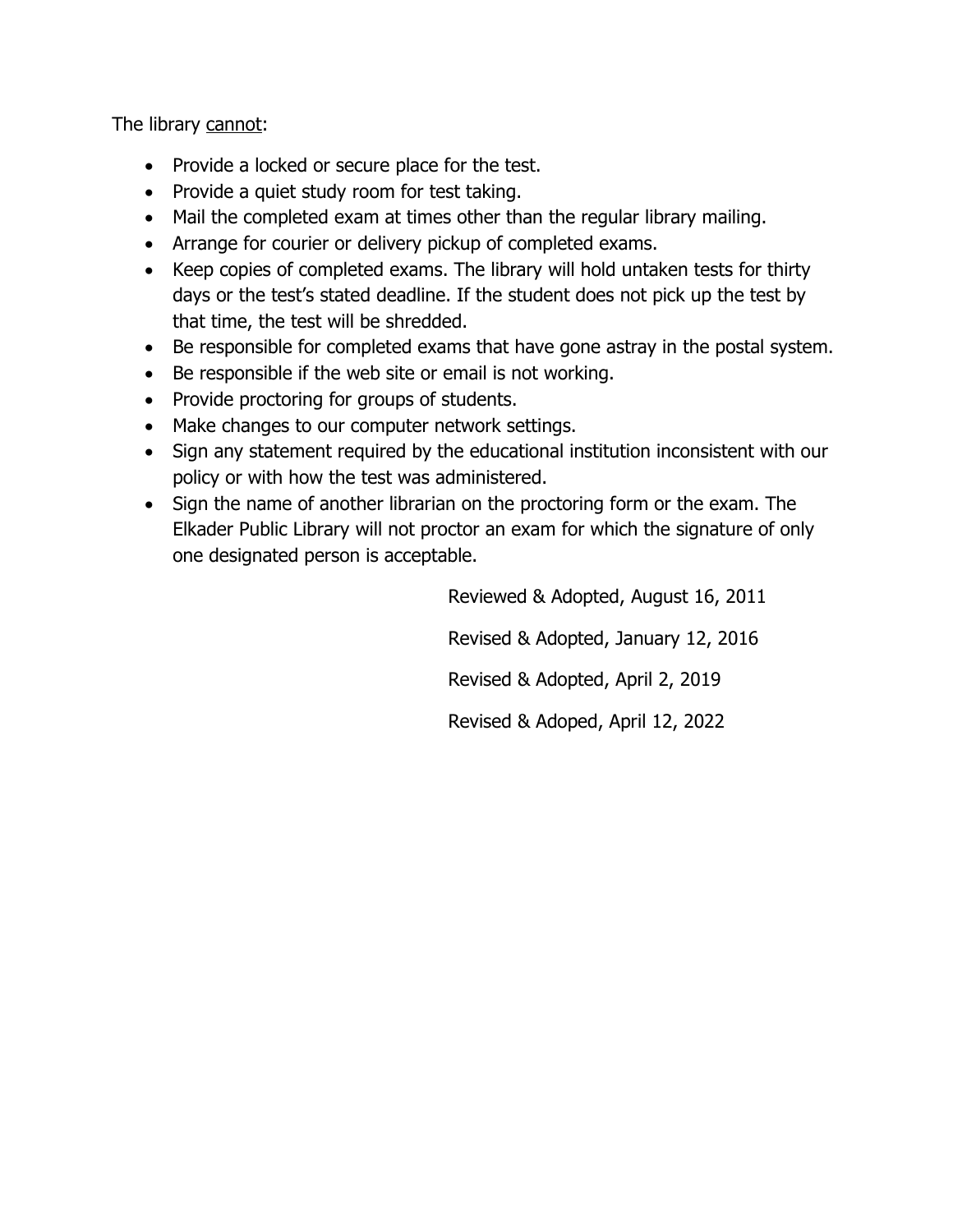The library <u>cannot</u>:

- Provide a locked or secure place for the test.
- Provide a quiet study room for test taking.
- Mail the completed exam at times other than the regular library mailing.
- Arrange for courier or delivery pickup of completed exams.
- Keep copies of completed exams. The library will hold untaken tests for thirty days or the test's stated deadline. If the student does not pick up the test by that time, the test will be shredded.
- Be responsible for completed exams that have gone astray in the postal system.
- Be responsible if the web site or email is not working.
- Provide proctoring for groups of students.
- Make changes to our computer network settings.
- Sign any statement required by the educational institution inconsistent with our policy or with how the test was administered.
- Sign the name of another librarian on the proctoring form or the exam. The Elkader Public Library will not proctor an exam for which the signature of only one designated person is acceptable.

Reviewed & Adopted, August 16, 2011

Revised & Adopted, January 12, 2016

Revised & Adopted, April 2, 2019

Revised & Adoped, April 12, 2022